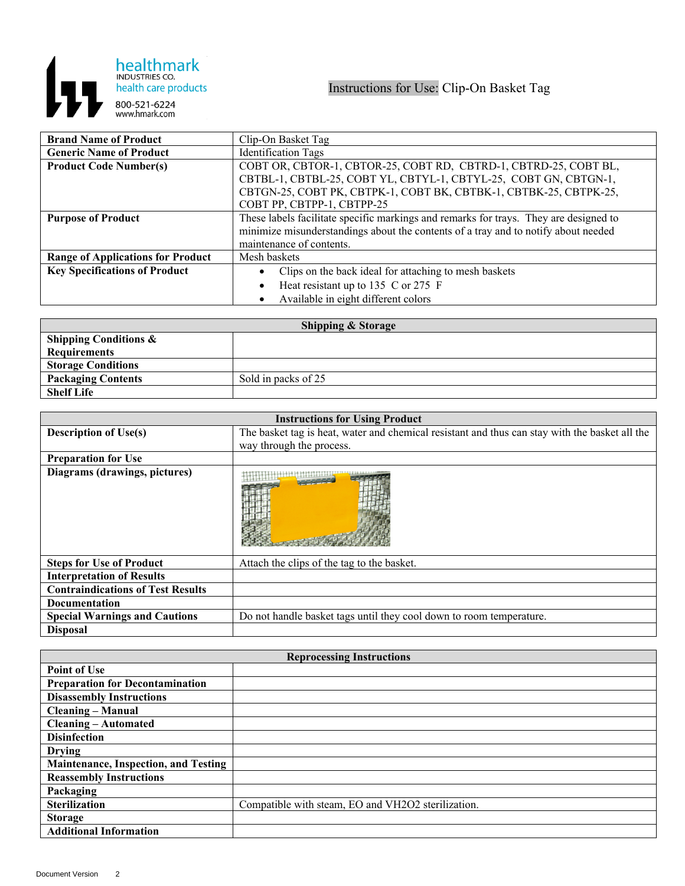healthmark INDUSTRIES CO. health care products
800-521-6224
www.hmark.com

# Instructions for Use: Clip-On Basket Tag

| | |
|---|---|
| **Brand Name of Product** | Clip-On Basket Tag |
| **Generic Name of Product** | Identification Tags |
| **Product Code Number(s)** | COBT OR, CBTOR-1, CBTOR-25, COBT RD, CBTRD-1, CBTRD-25, COBT BL, CBTBL-1, CBTBL-25, COBT YL, CBTYL-1, CBTYL-25, COBT GN, CBTGN-1, CBTGN-25, COBT PK, CBTPK-1, COBT BK, CBTBK-1, CBTBK-25, CBTPK-25, COBT PP, CBTPP-1, CBTPP-25 |
| **Purpose of Product** | These labels facilitate specific markings and remarks for trays. They are designed to minimize misunderstandings about the contents of a tray and to notify about needed maintenance of contents. |
| **Range of Applications for Product** | Mesh baskets |
| **Key Specifications of Product** | • Clips on the back ideal for attaching to mesh baskets<br>• Heat resistant up to 135 C or 275 F<br>• Available in eight different colors |

| **Shipping & Storage** | |
|---|---|
| **Shipping Conditions & Requirements** | |
| **Storage Conditions** | |
| **Packaging Contents** | Sold in packs of 25 |
| **Shelf Life** | |

| **Instructions for Using Product** | |
|---|---|
| **Description of Use(s)** | The basket tag is heat, water and chemical resistant and thus can stay with the basket all the way through the process. |
| **Preparation for Use** | |
| **Diagrams (drawings, pictures)** | |
| **Steps for Use of Product** | Attach the clips of the tag to the basket. |
| **Interpretation of Results** | |
| **Contraindications of Test Results** | |
| **Documentation** | |
| **Special Warnings and Cautions** | Do not handle basket tags until they cool down to room temperature. |
| **Disposal** | |

| **Reprocessing Instructions** | |
|---|---|
| **Point of Use** | |
| **Preparation for Decontamination** | |
| **Disassembly Instructions** | |
| **Cleaning – Manual** | |
| **Cleaning – Automated** | |
| **Disinfection** | |
| **Drying** | |
| **Maintenance, Inspection, and Testing** | |
| **Reassembly Instructions** | |
| **Packaging** | |
| **Sterilization** | Compatible with steam, EO and VH2O2 sterilization. |
| **Storage** | |
| **Additional Information** | |

Document Version 2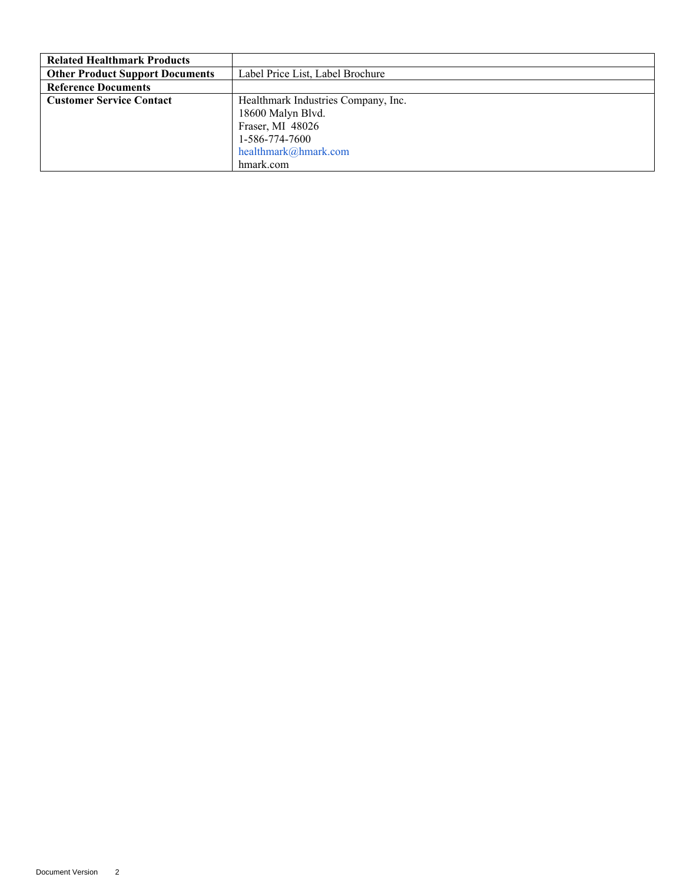| | |
|---|---|
| **Related Healthmark Products** | |
| **Other Product Support Documents** | Label Price List, Label Brochure |
| **Reference Documents** | |
| **Customer Service Contact** | Healthmark Industries Company, Inc.<br>18600 Malyn Blvd.<br>Fraser, MI 48026<br>1-586-774-7600<br>healthmark@hmark.com<br>hmark.com |

Document Version 2